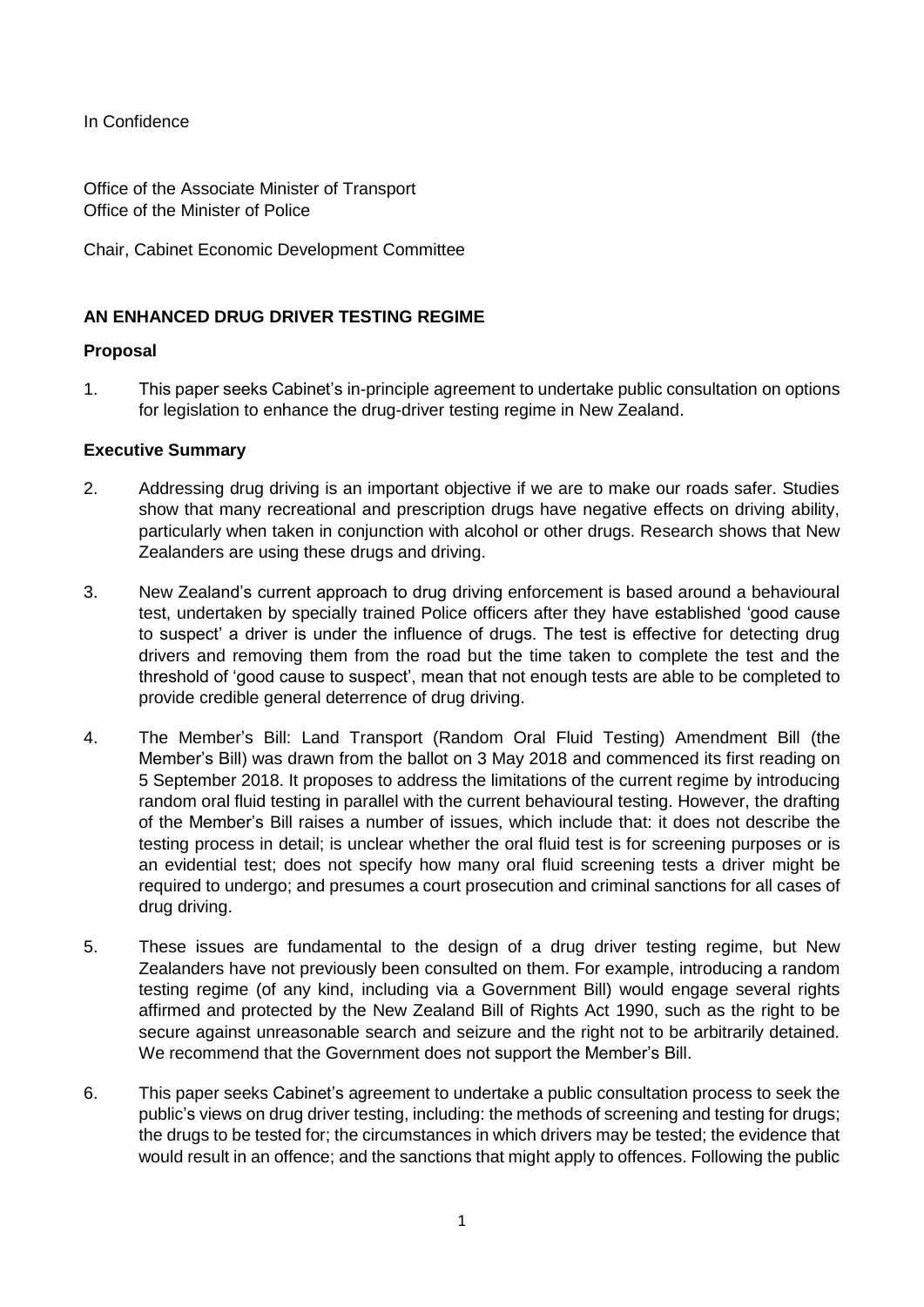In Confidence

Office of the Associate Minister of Transport
Office of the Minister of Police

Chair, Cabinet Economic Development Committee

## AN ENHANCED DRUG DRIVER TESTING REGIME

### Proposal

1. This paper seeks Cabinet's in-principle agreement to undertake public consultation on options for legislation to enhance the drug-driver testing regime in New Zealand.

### Executive Summary

2. Addressing drug driving is an important objective if we are to make our roads safer. Studies show that many recreational and prescription drugs have negative effects on driving ability, particularly when taken in conjunction with alcohol or other drugs. Research shows that New Zealanders are using these drugs and driving.

3. New Zealand's current approach to drug driving enforcement is based around a behavioural test, undertaken by specially trained Police officers after they have established 'good cause to suspect' a driver is under the influence of drugs. The test is effective for detecting drug drivers and removing them from the road but the time taken to complete the test and the threshold of 'good cause to suspect', mean that not enough tests are able to be completed to provide credible general deterrence of drug driving.

4. The Member's Bill: Land Transport (Random Oral Fluid Testing) Amendment Bill (the Member's Bill) was drawn from the ballot on 3 May 2018 and commenced its first reading on 5 September 2018. It proposes to address the limitations of the current regime by introducing random oral fluid testing in parallel with the current behavioural testing. However, the drafting of the Member's Bill raises a number of issues, which include that: it does not describe the testing process in detail; is unclear whether the oral fluid test is for screening purposes or is an evidential test; does not specify how many oral fluid screening tests a driver might be required to undergo; and presumes a court prosecution and criminal sanctions for all cases of drug driving.

5. These issues are fundamental to the design of a drug driver testing regime, but New Zealanders have not previously been consulted on them. For example, introducing a random testing regime (of any kind, including via a Government Bill) would engage several rights affirmed and protected by the New Zealand Bill of Rights Act 1990, such as the right to be secure against unreasonable search and seizure and the right not to be arbitrarily detained. We recommend that the Government does not support the Member's Bill.

6. This paper seeks Cabinet's agreement to undertake a public consultation process to seek the public's views on drug driver testing, including: the methods of screening and testing for drugs; the drugs to be tested for; the circumstances in which drivers may be tested; the evidence that would result in an offence; and the sanctions that might apply to offences. Following the public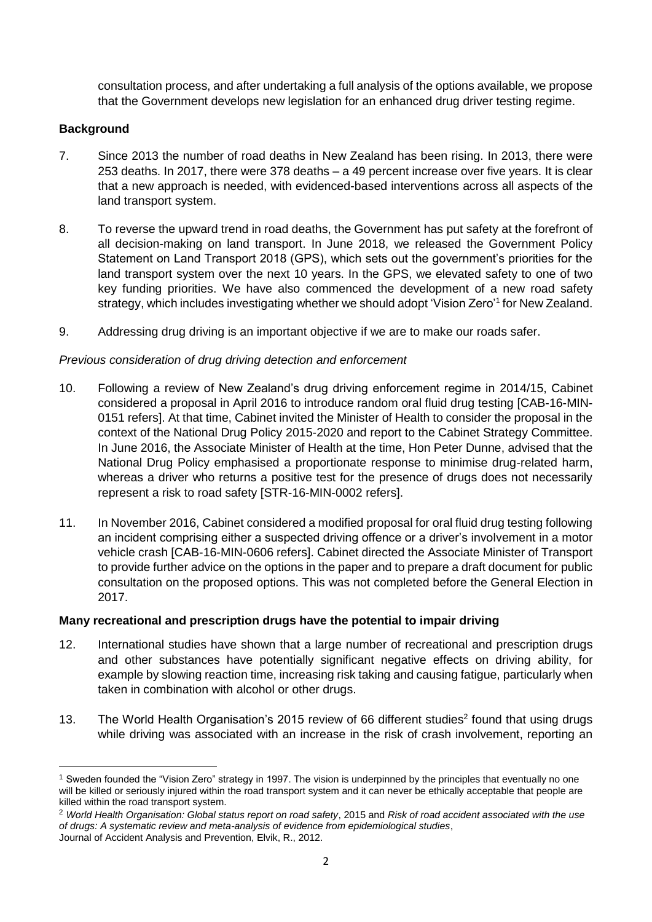consultation process, and after undertaking a full analysis of the options available, we propose that the Government develops new legislation for an enhanced drug driver testing regime.

## Background

7. Since 2013 the number of road deaths in New Zealand has been rising. In 2013, there were 253 deaths. In 2017, there were 378 deaths – a 49 percent increase over five years. It is clear that a new approach is needed, with evidenced-based interventions across all aspects of the land transport system.

8. To reverse the upward trend in road deaths, the Government has put safety at the forefront of all decision-making on land transport. In June 2018, we released the Government Policy Statement on Land Transport 2018 (GPS), which sets out the government's priorities for the land transport system over the next 10 years. In the GPS, we elevated safety to one of two key funding priorities. We have also commenced the development of a new road safety strategy, which includes investigating whether we should adopt 'Vision Zero'[1] for New Zealand.

9. Addressing drug driving is an important objective if we are to make our roads safer.

*Previous consideration of drug driving detection and enforcement*

10. Following a review of New Zealand's drug driving enforcement regime in 2014/15, Cabinet considered a proposal in April 2016 to introduce random oral fluid drug testing [CAB-16-MIN-0151 refers]. At that time, Cabinet invited the Minister of Health to consider the proposal in the context of the National Drug Policy 2015-2020 and report to the Cabinet Strategy Committee. In June 2016, the Associate Minister of Health at the time, Hon Peter Dunne, advised that the National Drug Policy emphasised a proportionate response to minimise drug-related harm, whereas a driver who returns a positive test for the presence of drugs does not necessarily represent a risk to road safety [STR-16-MIN-0002 refers].

11. In November 2016, Cabinet considered a modified proposal for oral fluid drug testing following an incident comprising either a suspected driving offence or a driver's involvement in a motor vehicle crash [CAB-16-MIN-0606 refers]. Cabinet directed the Associate Minister of Transport to provide further advice on the options in the paper and to prepare a draft document for public consultation on the proposed options. This was not completed before the General Election in 2017.

## Many recreational and prescription drugs have the potential to impair driving

12. International studies have shown that a large number of recreational and prescription drugs and other substances have potentially significant negative effects on driving ability, for example by slowing reaction time, increasing risk taking and causing fatigue, particularly when taken in combination with alcohol or other drugs.

13. The World Health Organisation's 2015 review of 66 different studies[2] found that using drugs while driving was associated with an increase in the risk of crash involvement, reporting an

---

[1] Sweden founded the "Vision Zero" strategy in 1997. The vision is underpinned by the principles that eventually no one will be killed or seriously injured within the road transport system and it can never be ethically acceptable that people are killed within the road transport system.

[2] *World Health Organisation: Global status report on road safety*, 2015 and *Risk of road accident associated with the use of drugs: A systematic review and meta-analysis of evidence from epidemiological studies*, Journal of Accident Analysis and Prevention, Elvik, R., 2012.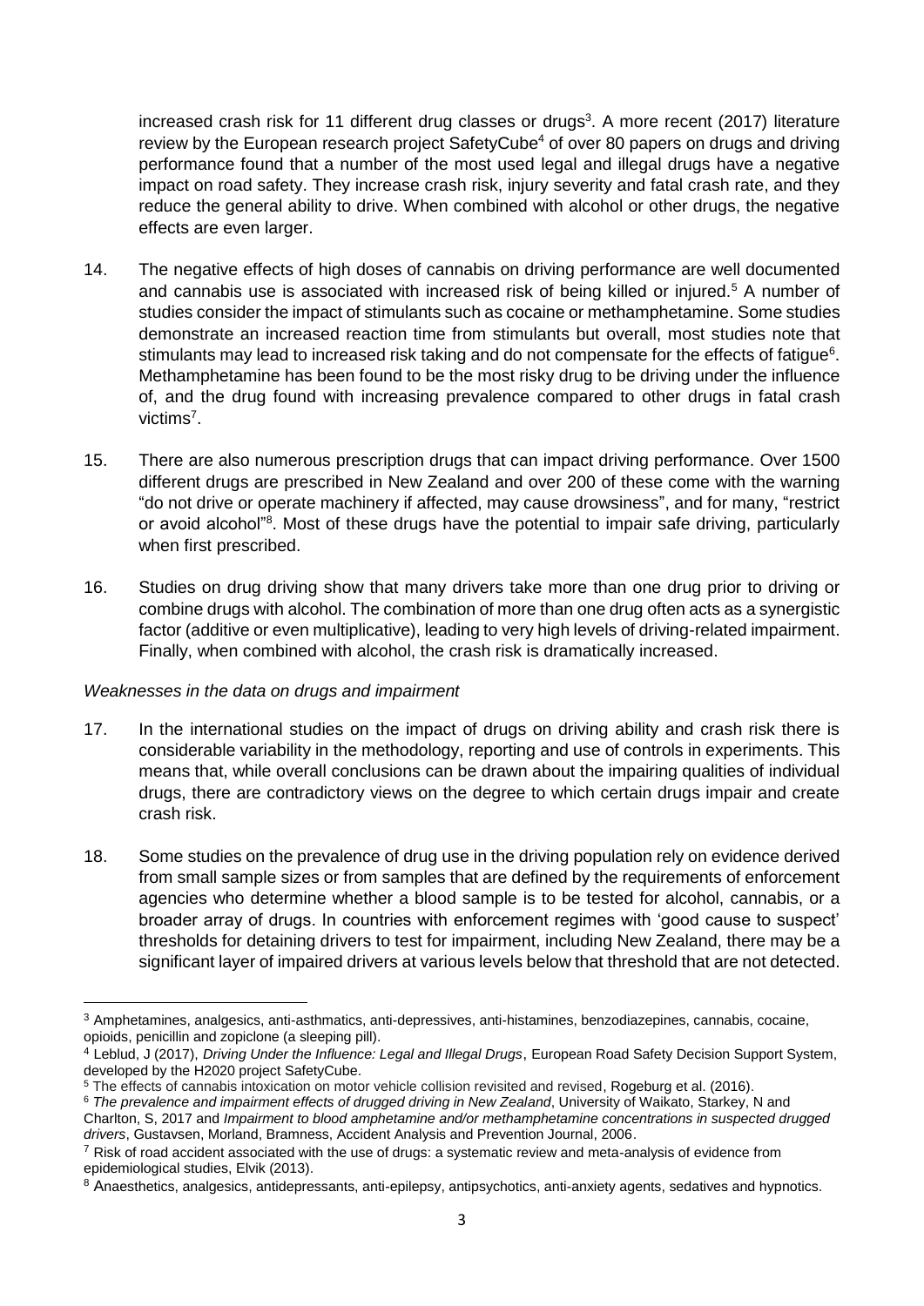increased crash risk for 11 different drug classes or drugs[3]. A more recent (2017) literature review by the European research project SafetyCube[4] of over 80 papers on drugs and driving performance found that a number of the most used legal and illegal drugs have a negative impact on road safety. They increase crash risk, injury severity and fatal crash rate, and they reduce the general ability to drive. When combined with alcohol or other drugs, the negative effects are even larger.

14. The negative effects of high doses of cannabis on driving performance are well documented and cannabis use is associated with increased risk of being killed or injured.[5] A number of studies consider the impact of stimulants such as cocaine or methamphetamine. Some studies demonstrate an increased reaction time from stimulants but overall, most studies note that stimulants may lead to increased risk taking and do not compensate for the effects of fatigue[6]. Methamphetamine has been found to be the most risky drug to be driving under the influence of, and the drug found with increasing prevalence compared to other drugs in fatal crash victims[7].

15. There are also numerous prescription drugs that can impact driving performance. Over 1500 different drugs are prescribed in New Zealand and over 200 of these come with the warning "do not drive or operate machinery if affected, may cause drowsiness", and for many, "restrict or avoid alcohol"[8]. Most of these drugs have the potential to impair safe driving, particularly when first prescribed.

16. Studies on drug driving show that many drivers take more than one drug prior to driving or combine drugs with alcohol. The combination of more than one drug often acts as a synergistic factor (additive or even multiplicative), leading to very high levels of driving-related impairment. Finally, when combined with alcohol, the crash risk is dramatically increased.

*Weaknesses in the data on drugs and impairment*

17. In the international studies on the impact of drugs on driving ability and crash risk there is considerable variability in the methodology, reporting and use of controls in experiments. This means that, while overall conclusions can be drawn about the impairing qualities of individual drugs, there are contradictory views on the degree to which certain drugs impair and create crash risk.

18. Some studies on the prevalence of drug use in the driving population rely on evidence derived from small sample sizes or from samples that are defined by the requirements of enforcement agencies who determine whether a blood sample is to be tested for alcohol, cannabis, or a broader array of drugs. In countries with enforcement regimes with 'good cause to suspect' thresholds for detaining drivers to test for impairment, including New Zealand, there may be a significant layer of impaired drivers at various levels below that threshold that are not detected.

---

[3] Amphetamines, analgesics, anti-asthmatics, anti-depressives, anti-histamines, benzodiazepines, cannabis, cocaine, opioids, penicillin and zopiclone (a sleeping pill).

[4] Leblud, J (2017), *Driving Under the Influence: Legal and Illegal Drugs*, European Road Safety Decision Support System, developed by the H2020 project SafetyCube.

[5] The effects of cannabis intoxication on motor vehicle collision revisited and revised, Rogeburg et al. (2016).

[6] *The prevalence and impairment effects of drugged driving in New Zealand*, University of Waikato, Starkey, N and Charlton, S, 2017 and *Impairment to blood amphetamine and/or methamphetamine concentrations in suspected drugged drivers*, Gustavsen, Morland, Bramness, Accident Analysis and Prevention Journal, 2006.

[7] Risk of road accident associated with the use of drugs: a systematic review and meta-analysis of evidence from epidemiological studies, Elvik (2013).

[8] Anaesthetics, analgesics, antidepressants, anti-epilepsy, antipsychotics, anti-anxiety agents, sedatives and hypnotics.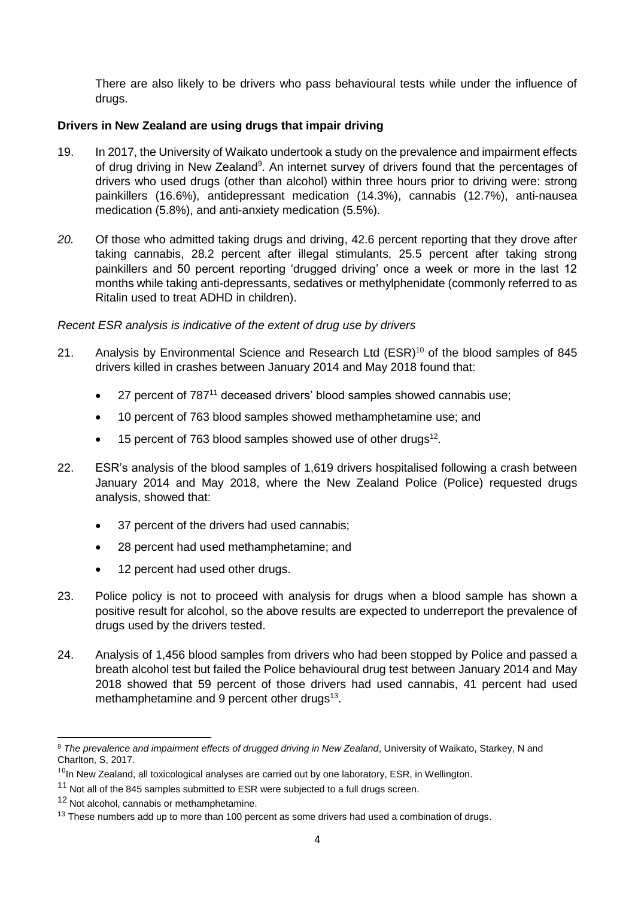There are also likely to be drivers who pass behavioural tests while under the influence of drugs.

**Drivers in New Zealand are using drugs that impair driving**

19. In 2017, the University of Waikato undertook a study on the prevalence and impairment effects of drug driving in New Zealand[9]. An internet survey of drivers found that the percentages of drivers who used drugs (other than alcohol) within three hours prior to driving were: strong painkillers (16.6%), antidepressant medication (14.3%), cannabis (12.7%), anti-nausea medication (5.8%), and anti-anxiety medication (5.5%).

*20.* Of those who admitted taking drugs and driving, 42.6 percent reporting that they drove after taking cannabis, 28.2 percent after illegal stimulants, 25.5 percent after taking strong painkillers and 50 percent reporting 'drugged driving' once a week or more in the last 12 months while taking anti-depressants, sedatives or methylphenidate (commonly referred to as Ritalin used to treat ADHD in children).

*Recent ESR analysis is indicative of the extent of drug use by drivers*

21. Analysis by Environmental Science and Research Ltd (ESR)[10] of the blood samples of 845 drivers killed in crashes between January 2014 and May 2018 found that:
    - 27 percent of 787[11] deceased drivers' blood samples showed cannabis use;
    - 10 percent of 763 blood samples showed methamphetamine use; and
    - 15 percent of 763 blood samples showed use of other drugs[12].

22. ESR's analysis of the blood samples of 1,619 drivers hospitalised following a crash between January 2014 and May 2018, where the New Zealand Police (Police) requested drugs analysis, showed that:
    - 37 percent of the drivers had used cannabis;
    - 28 percent had used methamphetamine; and
    - 12 percent had used other drugs.

23. Police policy is not to proceed with analysis for drugs when a blood sample has shown a positive result for alcohol, so the above results are expected to underreport the prevalence of drugs used by the drivers tested.

24. Analysis of 1,456 blood samples from drivers who had been stopped by Police and passed a breath alcohol test but failed the Police behavioural drug test between January 2014 and May 2018 showed that 59 percent of those drivers had used cannabis, 41 percent had used methamphetamine and 9 percent other drugs[13].

---

[9] *The prevalence and impairment effects of drugged driving in New Zealand*, University of Waikato, Starkey, N and Charlton, S, 2017.

[10] In New Zealand, all toxicological analyses are carried out by one laboratory, ESR, in Wellington.

[11] Not all of the 845 samples submitted to ESR were subjected to a full drugs screen.

[12] Not alcohol, cannabis or methamphetamine.

[13] These numbers add up to more than 100 percent as some drivers had used a combination of drugs.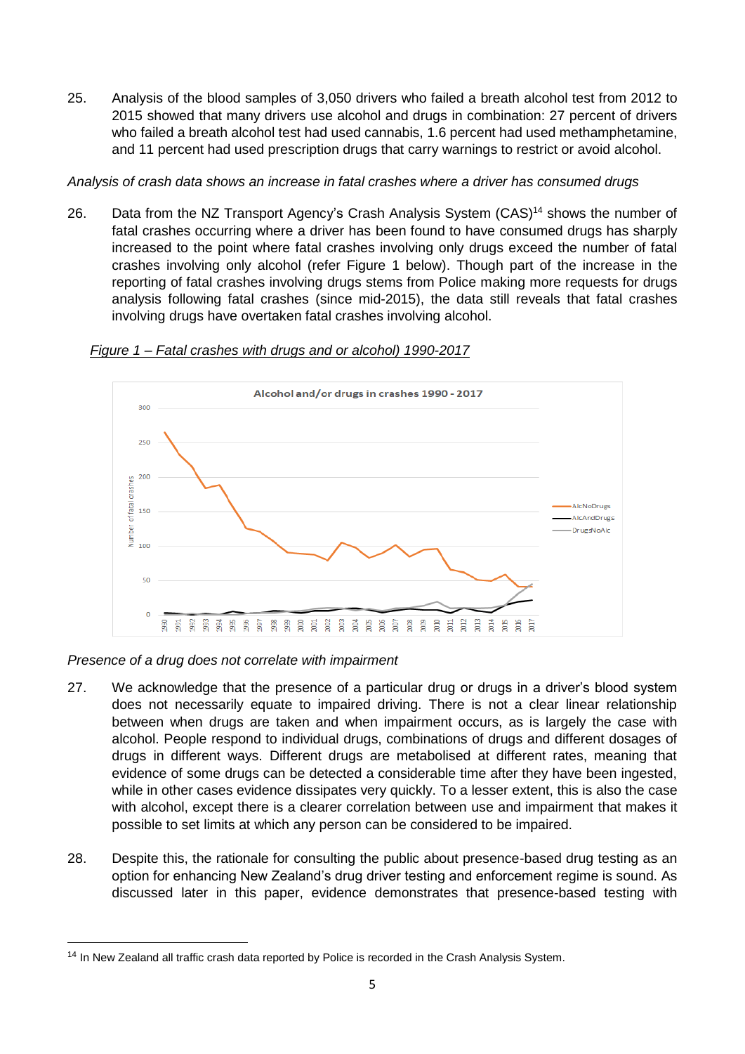25. Analysis of the blood samples of 3,050 drivers who failed a breath alcohol test from 2012 to 2015 showed that many drivers use alcohol and drugs in combination: 27 percent of drivers who failed a breath alcohol test had used cannabis, 1.6 percent had used methamphetamine, and 11 percent had used prescription drugs that carry warnings to restrict or avoid alcohol.

*Analysis of crash data shows an increase in fatal crashes where a driver has consumed drugs*

26. Data from the NZ Transport Agency's Crash Analysis System (CAS)[14] shows the number of fatal crashes occurring where a driver has been found to have consumed drugs has sharply increased to the point where fatal crashes involving only drugs exceed the number of fatal crashes involving only alcohol (refer Figure 1 below). Though part of the increase in the reporting of fatal crashes involving drugs stems from Police making more requests for drugs analysis following fatal crashes (since mid-2015), the data still reveals that fatal crashes involving drugs have overtaken fatal crashes involving alcohol.

*Figure 1 – Fatal crashes with drugs and or alcohol) 1990-2017*

*Presence of a drug does not correlate with impairment*

27. We acknowledge that the presence of a particular drug or drugs in a driver's blood system does not necessarily equate to impaired driving. There is not a clear linear relationship between when drugs are taken and when impairment occurs, as is largely the case with alcohol. People respond to individual drugs, combinations of drugs and different dosages of drugs in different ways. Different drugs are metabolised at different rates, meaning that evidence of some drugs can be detected a considerable time after they have been ingested, while in other cases evidence dissipates very quickly. To a lesser extent, this is also the case with alcohol, except there is a clearer correlation between use and impairment that makes it possible to set limits at which any person can be considered to be impaired.

28. Despite this, the rationale for consulting the public about presence-based drug testing as an option for enhancing New Zealand's drug driver testing and enforcement regime is sound. As discussed later in this paper, evidence demonstrates that presence-based testing with

[14] In New Zealand all traffic crash data reported by Police is recorded in the Crash Analysis System.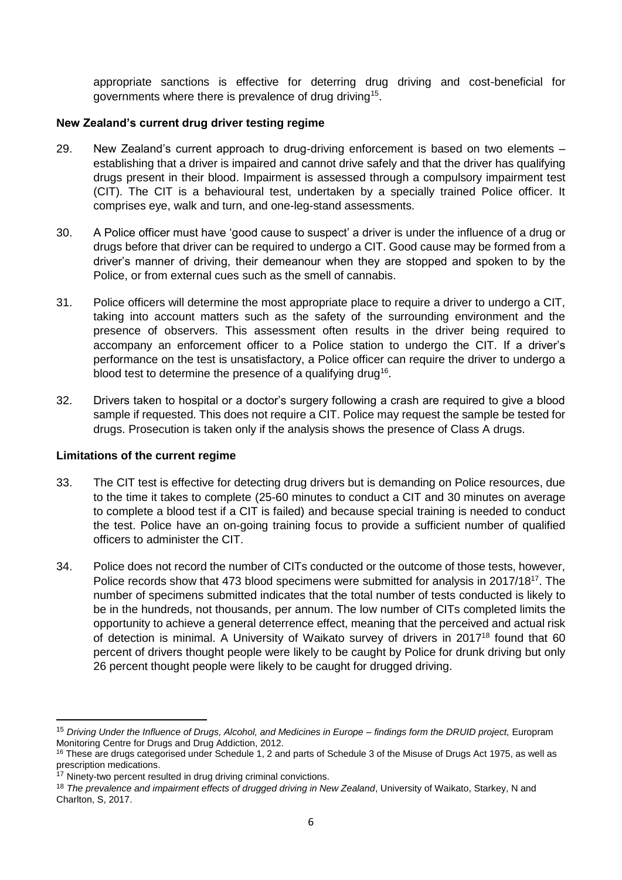appropriate sanctions is effective for deterring drug driving and cost-beneficial for governments where there is prevalence of drug driving[15].

**New Zealand's current drug driver testing regime**

29. New Zealand's current approach to drug-driving enforcement is based on two elements – establishing that a driver is impaired and cannot drive safely and that the driver has qualifying drugs present in their blood. Impairment is assessed through a compulsory impairment test (CIT). The CIT is a behavioural test, undertaken by a specially trained Police officer. It comprises eye, walk and turn, and one-leg-stand assessments.

30. A Police officer must have 'good cause to suspect' a driver is under the influence of a drug or drugs before that driver can be required to undergo a CIT. Good cause may be formed from a driver's manner of driving, their demeanour when they are stopped and spoken to by the Police, or from external cues such as the smell of cannabis.

31. Police officers will determine the most appropriate place to require a driver to undergo a CIT, taking into account matters such as the safety of the surrounding environment and the presence of observers. This assessment often results in the driver being required to accompany an enforcement officer to a Police station to undergo the CIT. If a driver's performance on the test is unsatisfactory, a Police officer can require the driver to undergo a blood test to determine the presence of a qualifying drug[16].

32. Drivers taken to hospital or a doctor's surgery following a crash are required to give a blood sample if requested. This does not require a CIT. Police may request the sample be tested for drugs. Prosecution is taken only if the analysis shows the presence of Class A drugs.

**Limitations of the current regime**

33. The CIT test is effective for detecting drug drivers but is demanding on Police resources, due to the time it takes to complete (25-60 minutes to conduct a CIT and 30 minutes on average to complete a blood test if a CIT is failed) and because special training is needed to conduct the test. Police have an on-going training focus to provide a sufficient number of qualified officers to administer the CIT.

34. Police does not record the number of CITs conducted or the outcome of those tests, however, Police records show that 473 blood specimens were submitted for analysis in 2017/18[17]. The number of specimens submitted indicates that the total number of tests conducted is likely to be in the hundreds, not thousands, per annum. The low number of CITs completed limits the opportunity to achieve a general deterrence effect, meaning that the perceived and actual risk of detection is minimal. A University of Waikato survey of drivers in 2017[18] found that 60 percent of drivers thought people were likely to be caught by Police for drunk driving but only 26 percent thought people were likely to be caught for drugged driving.

---

[15] *Driving Under the Influence of Drugs, Alcohol, and Medicines in Europe – findings form the DRUID project,* Europram Monitoring Centre for Drugs and Drug Addiction, 2012.

[16] These are drugs categorised under Schedule 1, 2 and parts of Schedule 3 of the Misuse of Drugs Act 1975, as well as prescription medications.

[17] Ninety-two percent resulted in drug driving criminal convictions.

[18] *The prevalence and impairment effects of drugged driving in New Zealand*, University of Waikato, Starkey, N and Charlton, S, 2017.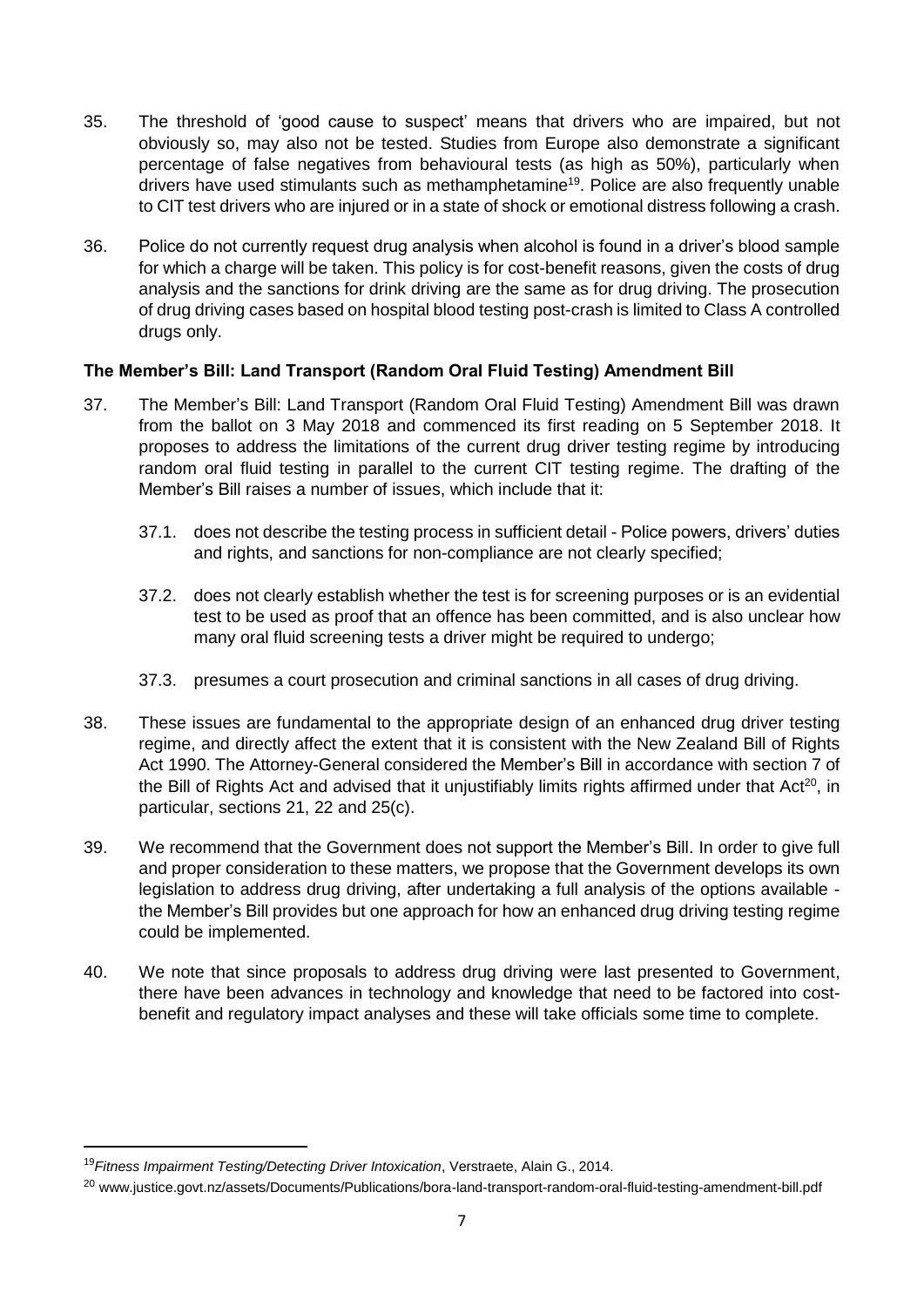35. The threshold of 'good cause to suspect' means that drivers who are impaired, but not obviously so, may also not be tested. Studies from Europe also demonstrate a significant percentage of false negatives from behavioural tests (as high as 50%), particularly when drivers have used stimulants such as methamphetamine[19]. Police are also frequently unable to CIT test drivers who are injured or in a state of shock or emotional distress following a crash.

36. Police do not currently request drug analysis when alcohol is found in a driver's blood sample for which a charge will be taken. This policy is for cost-benefit reasons, given the costs of drug analysis and the sanctions for drink driving are the same as for drug driving. The prosecution of drug driving cases based on hospital blood testing post-crash is limited to Class A controlled drugs only.

**The Member's Bill: Land Transport (Random Oral Fluid Testing) Amendment Bill**

37. The Member's Bill: Land Transport (Random Oral Fluid Testing) Amendment Bill was drawn from the ballot on 3 May 2018 and commenced its first reading on 5 September 2018. It proposes to address the limitations of the current drug driver testing regime by introducing random oral fluid testing in parallel to the current CIT testing regime. The drafting of the Member's Bill raises a number of issues, which include that it:

    37.1. does not describe the testing process in sufficient detail - Police powers, drivers' duties and rights, and sanctions for non-compliance are not clearly specified;

    37.2. does not clearly establish whether the test is for screening purposes or is an evidential test to be used as proof that an offence has been committed, and is also unclear how many oral fluid screening tests a driver might be required to undergo;

    37.3. presumes a court prosecution and criminal sanctions in all cases of drug driving.

38. These issues are fundamental to the appropriate design of an enhanced drug driver testing regime, and directly affect the extent that it is consistent with the New Zealand Bill of Rights Act 1990. The Attorney-General considered the Member's Bill in accordance with section 7 of the Bill of Rights Act and advised that it unjustifiably limits rights affirmed under that Act[20], in particular, sections 21, 22 and 25(c).

39. We recommend that the Government does not support the Member's Bill. In order to give full and proper consideration to these matters, we propose that the Government develops its own legislation to address drug driving, after undertaking a full analysis of the options available - the Member's Bill provides but one approach for how an enhanced drug driving testing regime could be implemented.

40. We note that since proposals to address drug driving were last presented to Government, there have been advances in technology and knowledge that need to be factored into cost-benefit and regulatory impact analyses and these will take officials some time to complete.

---

[19] *Fitness Impairment Testing/Detecting Driver Intoxication*, Verstraete, Alain G., 2014.

[20] www.justice.govt.nz/assets/Documents/Publications/bora-land-transport-random-oral-fluid-testing-amendment-bill.pdf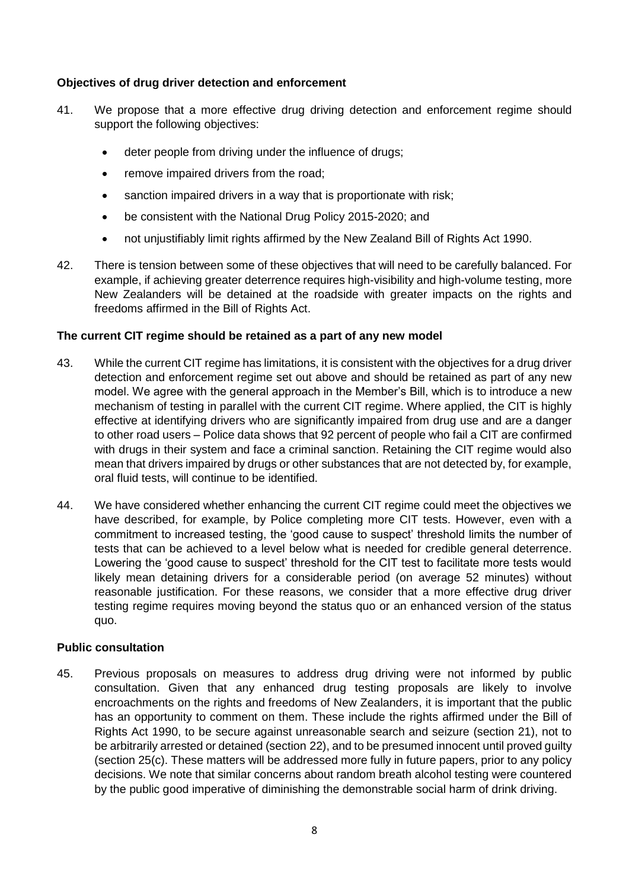**Objectives of drug driver detection and enforcement**

41. We propose that a more effective drug driving detection and enforcement regime should support the following objectives:

    - deter people from driving under the influence of drugs;
    - remove impaired drivers from the road;
    - sanction impaired drivers in a way that is proportionate with risk;
    - be consistent with the National Drug Policy 2015-2020; and
    - not unjustifiably limit rights affirmed by the New Zealand Bill of Rights Act 1990.

42. There is tension between some of these objectives that will need to be carefully balanced. For example, if achieving greater deterrence requires high-visibility and high-volume testing, more New Zealanders will be detained at the roadside with greater impacts on the rights and freedoms affirmed in the Bill of Rights Act.

**The current CIT regime should be retained as a part of any new model**

43. While the current CIT regime has limitations, it is consistent with the objectives for a drug driver detection and enforcement regime set out above and should be retained as part of any new model. We agree with the general approach in the Member's Bill, which is to introduce a new mechanism of testing in parallel with the current CIT regime. Where applied, the CIT is highly effective at identifying drivers who are significantly impaired from drug use and are a danger to other road users – Police data shows that 92 percent of people who fail a CIT are confirmed with drugs in their system and face a criminal sanction. Retaining the CIT regime would also mean that drivers impaired by drugs or other substances that are not detected by, for example, oral fluid tests, will continue to be identified.

44. We have considered whether enhancing the current CIT regime could meet the objectives we have described, for example, by Police completing more CIT tests. However, even with a commitment to increased testing, the 'good cause to suspect' threshold limits the number of tests that can be achieved to a level below what is needed for credible general deterrence. Lowering the 'good cause to suspect' threshold for the CIT test to facilitate more tests would likely mean detaining drivers for a considerable period (on average 52 minutes) without reasonable justification. For these reasons, we consider that a more effective drug driver testing regime requires moving beyond the status quo or an enhanced version of the status quo.

**Public consultation**

45. Previous proposals on measures to address drug driving were not informed by public consultation. Given that any enhanced drug testing proposals are likely to involve encroachments on the rights and freedoms of New Zealanders, it is important that the public has an opportunity to comment on them. These include the rights affirmed under the Bill of Rights Act 1990, to be secure against unreasonable search and seizure (section 21), not to be arbitrarily arrested or detained (section 22), and to be presumed innocent until proved guilty (section 25(c). These matters will be addressed more fully in future papers, prior to any policy decisions. We note that similar concerns about random breath alcohol testing were countered by the public good imperative of diminishing the demonstrable social harm of drink driving.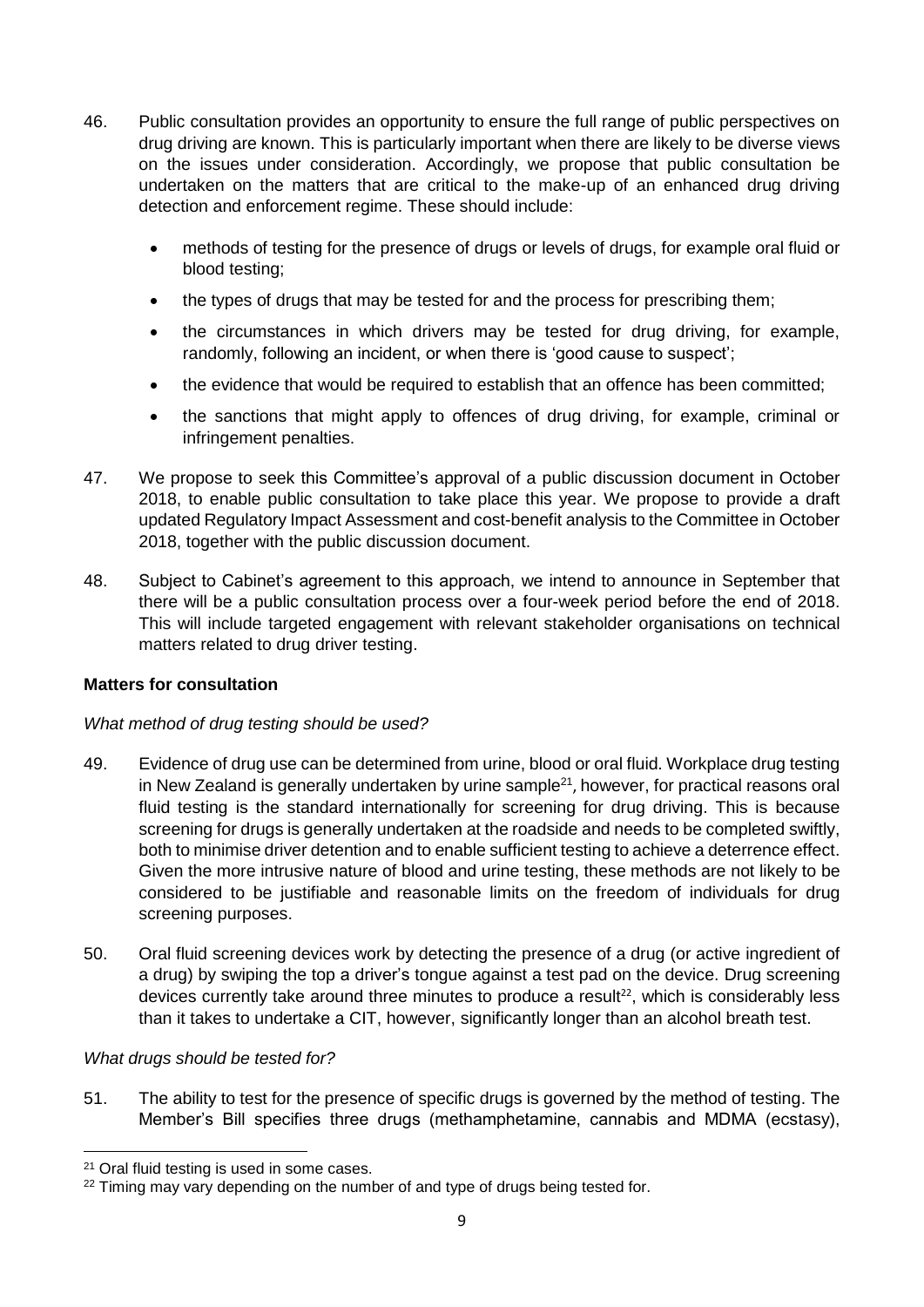46. Public consultation provides an opportunity to ensure the full range of public perspectives on drug driving are known. This is particularly important when there are likely to be diverse views on the issues under consideration. Accordingly, we propose that public consultation be undertaken on the matters that are critical to the make-up of an enhanced drug driving detection and enforcement regime. These should include:

    - methods of testing for the presence of drugs or levels of drugs, for example oral fluid or blood testing;
    - the types of drugs that may be tested for and the process for prescribing them;
    - the circumstances in which drivers may be tested for drug driving, for example, randomly, following an incident, or when there is 'good cause to suspect';
    - the evidence that would be required to establish that an offence has been committed;
    - the sanctions that might apply to offences of drug driving, for example, criminal or infringement penalties.

47. We propose to seek this Committee's approval of a public discussion document in October 2018, to enable public consultation to take place this year. We propose to provide a draft updated Regulatory Impact Assessment and cost-benefit analysis to the Committee in October 2018, together with the public discussion document.

48. Subject to Cabinet's agreement to this approach, we intend to announce in September that there will be a public consultation process over a four-week period before the end of 2018. This will include targeted engagement with relevant stakeholder organisations on technical matters related to drug driver testing.

**Matters for consultation**

*What method of drug testing should be used?*

49. Evidence of drug use can be determined from urine, blood or oral fluid. Workplace drug testing in New Zealand is generally undertaken by urine sample[21], however, for practical reasons oral fluid testing is the standard internationally for screening for drug driving. This is because screening for drugs is generally undertaken at the roadside and needs to be completed swiftly, both to minimise driver detention and to enable sufficient testing to achieve a deterrence effect. Given the more intrusive nature of blood and urine testing, these methods are not likely to be considered to be justifiable and reasonable limits on the freedom of individuals for drug screening purposes.

50. Oral fluid screening devices work by detecting the presence of a drug (or active ingredient of a drug) by swiping the top a driver's tongue against a test pad on the device. Drug screening devices currently take around three minutes to produce a result[22], which is considerably less than it takes to undertake a CIT, however, significantly longer than an alcohol breath test.

*What drugs should be tested for?*

51. The ability to test for the presence of specific drugs is governed by the method of testing. The Member's Bill specifies three drugs (methamphetamine, cannabis and MDMA (ecstasy),

---

[21] Oral fluid testing is used in some cases.

[22] Timing may vary depending on the number of and type of drugs being tested for.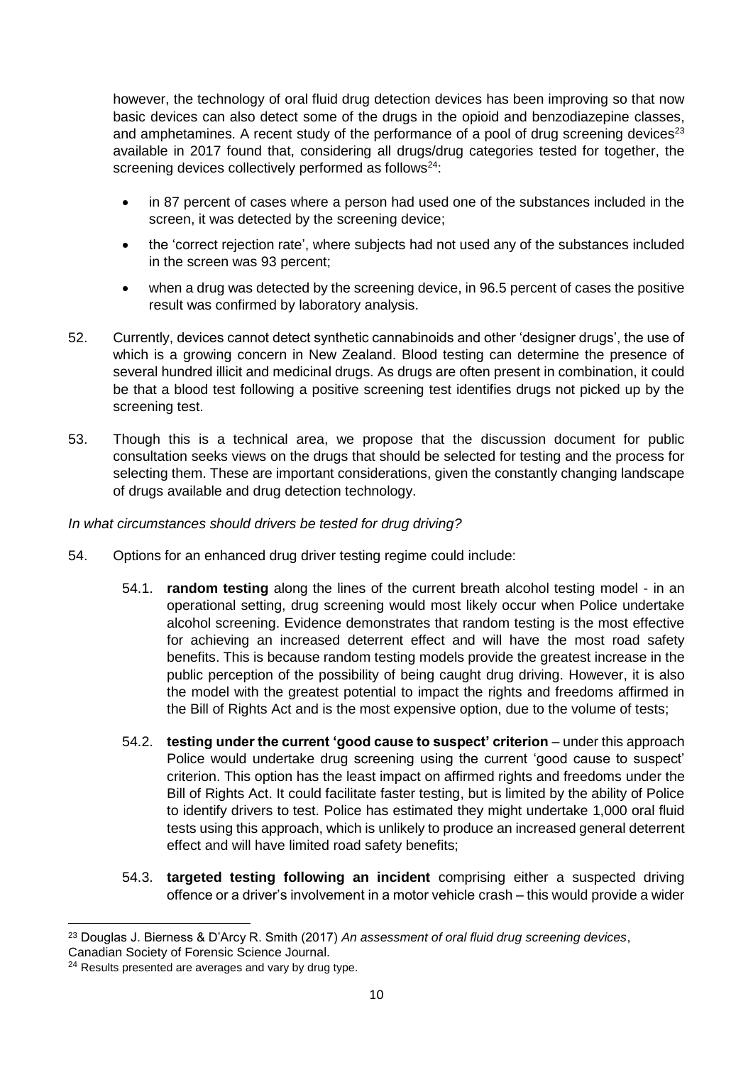however, the technology of oral fluid drug detection devices has been improving so that now basic devices can also detect some of the drugs in the opioid and benzodiazepine classes, and amphetamines. A recent study of the performance of a pool of drug screening devices[23] available in 2017 found that, considering all drugs/drug categories tested for together, the screening devices collectively performed as follows[24]:

- in 87 percent of cases where a person had used one of the substances included in the screen, it was detected by the screening device;
- the 'correct rejection rate', where subjects had not used any of the substances included in the screen was 93 percent;
- when a drug was detected by the screening device, in 96.5 percent of cases the positive result was confirmed by laboratory analysis.

52. Currently, devices cannot detect synthetic cannabinoids and other 'designer drugs', the use of which is a growing concern in New Zealand. Blood testing can determine the presence of several hundred illicit and medicinal drugs. As drugs are often present in combination, it could be that a blood test following a positive screening test identifies drugs not picked up by the screening test.

53. Though this is a technical area, we propose that the discussion document for public consultation seeks views on the drugs that should be selected for testing and the process for selecting them. These are important considerations, given the constantly changing landscape of drugs available and drug detection technology.

*In what circumstances should drivers be tested for drug driving?*

54. Options for an enhanced drug driver testing regime could include:

    54.1. **random testing** along the lines of the current breath alcohol testing model - in an operational setting, drug screening would most likely occur when Police undertake alcohol screening. Evidence demonstrates that random testing is the most effective for achieving an increased deterrent effect and will have the most road safety benefits. This is because random testing models provide the greatest increase in the public perception of the possibility of being caught drug driving. However, it is also the model with the greatest potential to impact the rights and freedoms affirmed in the Bill of Rights Act and is the most expensive option, due to the volume of tests;

    54.2. **testing under the current 'good cause to suspect' criterion** – under this approach Police would undertake drug screening using the current 'good cause to suspect' criterion. This option has the least impact on affirmed rights and freedoms under the Bill of Rights Act. It could facilitate faster testing, but is limited by the ability of Police to identify drivers to test. Police has estimated they might undertake 1,000 oral fluid tests using this approach, which is unlikely to produce an increased general deterrent effect and will have limited road safety benefits;

    54.3. **targeted testing following an incident** comprising either a suspected driving offence or a driver's involvement in a motor vehicle crash – this would provide a wider

---

[23] Douglas J. Bierness & D'Arcy R. Smith (2017) *An assessment of oral fluid drug screening devices*, Canadian Society of Forensic Science Journal.

[24] Results presented are averages and vary by drug type.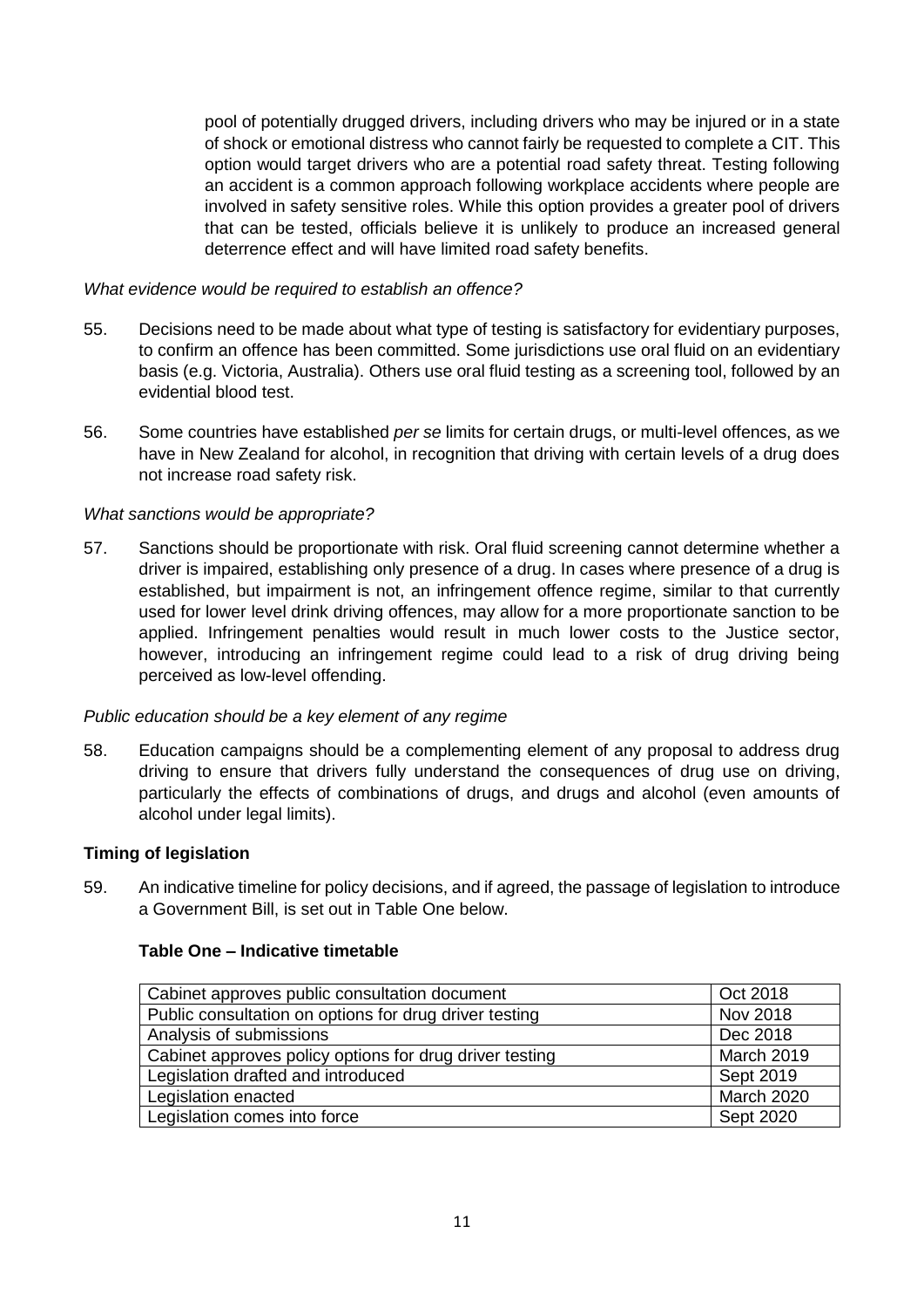pool of potentially drugged drivers, including drivers who may be injured or in a state of shock or emotional distress who cannot fairly be requested to complete a CIT. This option would target drivers who are a potential road safety threat. Testing following an accident is a common approach following workplace accidents where people are involved in safety sensitive roles. While this option provides a greater pool of drivers that can be tested, officials believe it is unlikely to produce an increased general deterrence effect and will have limited road safety benefits.

*What evidence would be required to establish an offence?*

55. Decisions need to be made about what type of testing is satisfactory for evidentiary purposes, to confirm an offence has been committed. Some jurisdictions use oral fluid on an evidentiary basis (e.g. Victoria, Australia). Others use oral fluid testing as a screening tool, followed by an evidential blood test.

56. Some countries have established *per se* limits for certain drugs, or multi-level offences, as we have in New Zealand for alcohol, in recognition that driving with certain levels of a drug does not increase road safety risk.

*What sanctions would be appropriate?*

57. Sanctions should be proportionate with risk. Oral fluid screening cannot determine whether a driver is impaired, establishing only presence of a drug. In cases where presence of a drug is established, but impairment is not, an infringement offence regime, similar to that currently used for lower level drink driving offences, may allow for a more proportionate sanction to be applied. Infringement penalties would result in much lower costs to the Justice sector, however, introducing an infringement regime could lead to a risk of drug driving being perceived as low-level offending.

*Public education should be a key element of any regime*

58. Education campaigns should be a complementing element of any proposal to address drug driving to ensure that drivers fully understand the consequences of drug use on driving, particularly the effects of combinations of drugs, and drugs and alcohol (even amounts of alcohol under legal limits).

**Timing of legislation**

59. An indicative timeline for policy decisions, and if agreed, the passage of legislation to introduce a Government Bill, is set out in Table One below.

**Table One – Indicative timetable**

| | |
|---|---|
| Cabinet approves public consultation document | Oct 2018 |
| Public consultation on options for drug driver testing | Nov 2018 |
| Analysis of submissions | Dec 2018 |
| Cabinet approves policy options for drug driver testing | March 2019 |
| Legislation drafted and introduced | Sept 2019 |
| Legislation enacted | March 2020 |
| Legislation comes into force | Sept 2020 |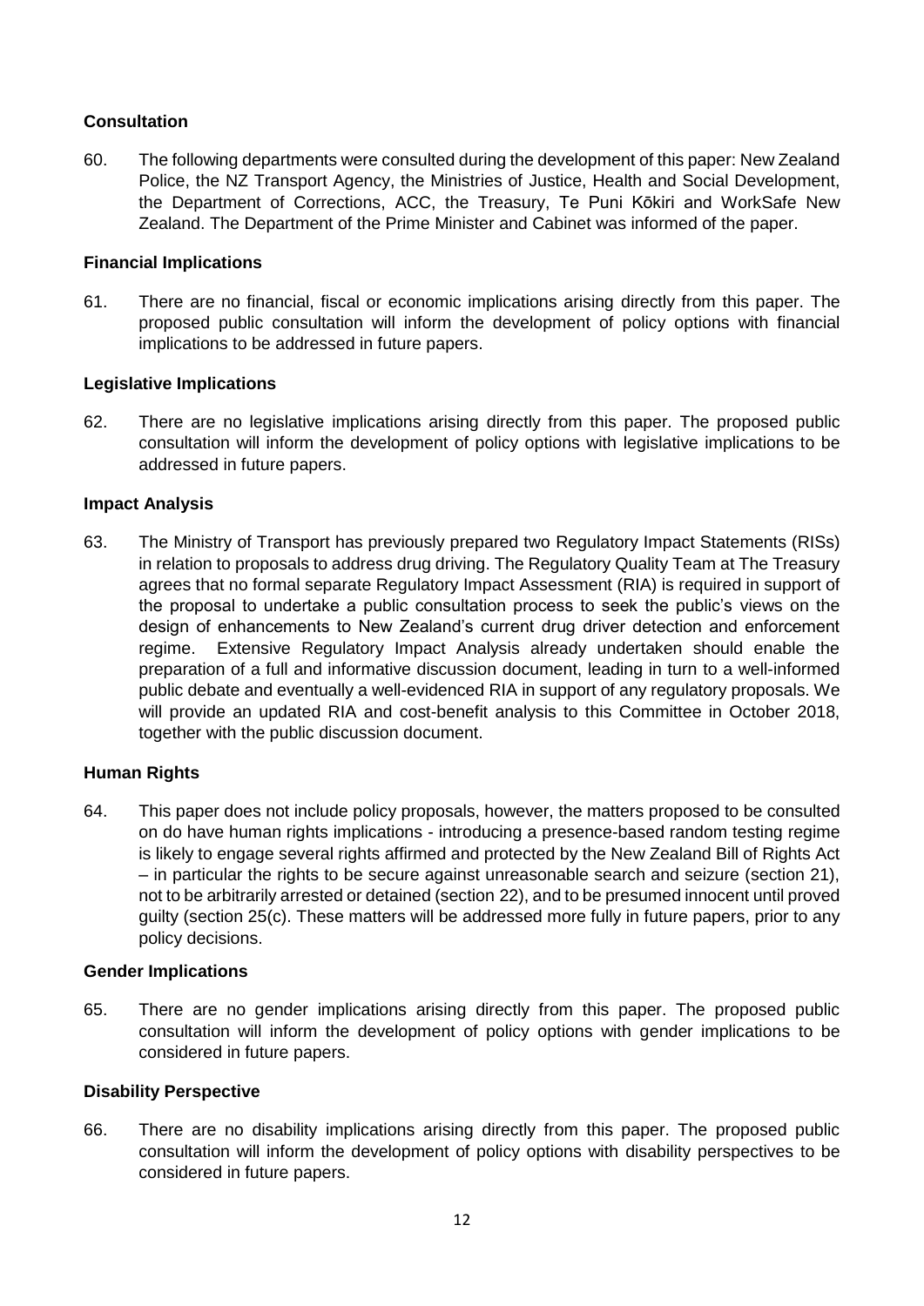**Consultation**

60. The following departments were consulted during the development of this paper: New Zealand Police, the NZ Transport Agency, the Ministries of Justice, Health and Social Development, the Department of Corrections, ACC, the Treasury, Te Puni Kōkiri and WorkSafe New Zealand. The Department of the Prime Minister and Cabinet was informed of the paper.

**Financial Implications**

61. There are no financial, fiscal or economic implications arising directly from this paper. The proposed public consultation will inform the development of policy options with financial implications to be addressed in future papers.

**Legislative Implications**

62. There are no legislative implications arising directly from this paper. The proposed public consultation will inform the development of policy options with legislative implications to be addressed in future papers.

**Impact Analysis**

63. The Ministry of Transport has previously prepared two Regulatory Impact Statements (RISs) in relation to proposals to address drug driving. The Regulatory Quality Team at The Treasury agrees that no formal separate Regulatory Impact Assessment (RIA) is required in support of the proposal to undertake a public consultation process to seek the public's views on the design of enhancements to New Zealand's current drug driver detection and enforcement regime. Extensive Regulatory Impact Analysis already undertaken should enable the preparation of a full and informative discussion document, leading in turn to a well-informed public debate and eventually a well-evidenced RIA in support of any regulatory proposals. We will provide an updated RIA and cost-benefit analysis to this Committee in October 2018, together with the public discussion document.

**Human Rights**

64. This paper does not include policy proposals, however, the matters proposed to be consulted on do have human rights implications - introducing a presence-based random testing regime is likely to engage several rights affirmed and protected by the New Zealand Bill of Rights Act – in particular the rights to be secure against unreasonable search and seizure (section 21), not to be arbitrarily arrested or detained (section 22), and to be presumed innocent until proved guilty (section 25(c). These matters will be addressed more fully in future papers, prior to any policy decisions.

**Gender Implications**

65. There are no gender implications arising directly from this paper. The proposed public consultation will inform the development of policy options with gender implications to be considered in future papers.

**Disability Perspective**

66. There are no disability implications arising directly from this paper. The proposed public consultation will inform the development of policy options with disability perspectives to be considered in future papers.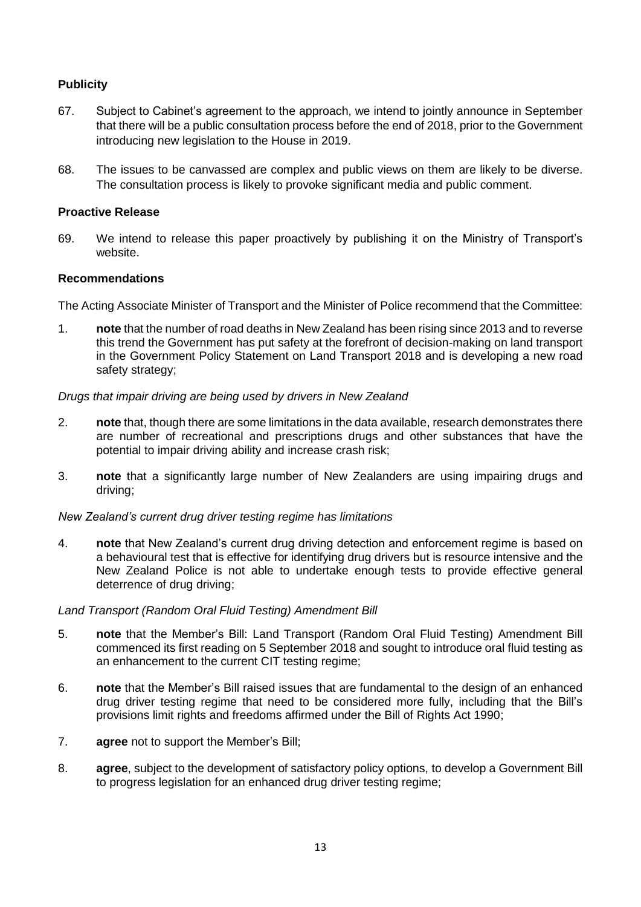### Publicity

67. Subject to Cabinet's agreement to the approach, we intend to jointly announce in September that there will be a public consultation process before the end of 2018, prior to the Government introducing new legislation to the House in 2019.

68. The issues to be canvassed are complex and public views on them are likely to be diverse. The consultation process is likely to provoke significant media and public comment.

### Proactive Release

69. We intend to release this paper proactively by publishing it on the Ministry of Transport's website.

### Recommendations

The Acting Associate Minister of Transport and the Minister of Police recommend that the Committee:

1. **note** that the number of road deaths in New Zealand has been rising since 2013 and to reverse this trend the Government has put safety at the forefront of decision-making on land transport in the Government Policy Statement on Land Transport 2018 and is developing a new road safety strategy;

*Drugs that impair driving are being used by drivers in New Zealand*

2. **note** that, though there are some limitations in the data available, research demonstrates there are number of recreational and prescriptions drugs and other substances that have the potential to impair driving ability and increase crash risk;

3. **note** that a significantly large number of New Zealanders are using impairing drugs and driving;

*New Zealand's current drug driver testing regime has limitations*

4. **note** that New Zealand's current drug driving detection and enforcement regime is based on a behavioural test that is effective for identifying drug drivers but is resource intensive and the New Zealand Police is not able to undertake enough tests to provide effective general deterrence of drug driving;

*Land Transport (Random Oral Fluid Testing) Amendment Bill*

5. **note** that the Member's Bill: Land Transport (Random Oral Fluid Testing) Amendment Bill commenced its first reading on 5 September 2018 and sought to introduce oral fluid testing as an enhancement to the current CIT testing regime;

6. **note** that the Member's Bill raised issues that are fundamental to the design of an enhanced drug driver testing regime that need to be considered more fully, including that the Bill's provisions limit rights and freedoms affirmed under the Bill of Rights Act 1990;

7. **agree** not to support the Member's Bill;

8. **agree**, subject to the development of satisfactory policy options, to develop a Government Bill to progress legislation for an enhanced drug driver testing regime;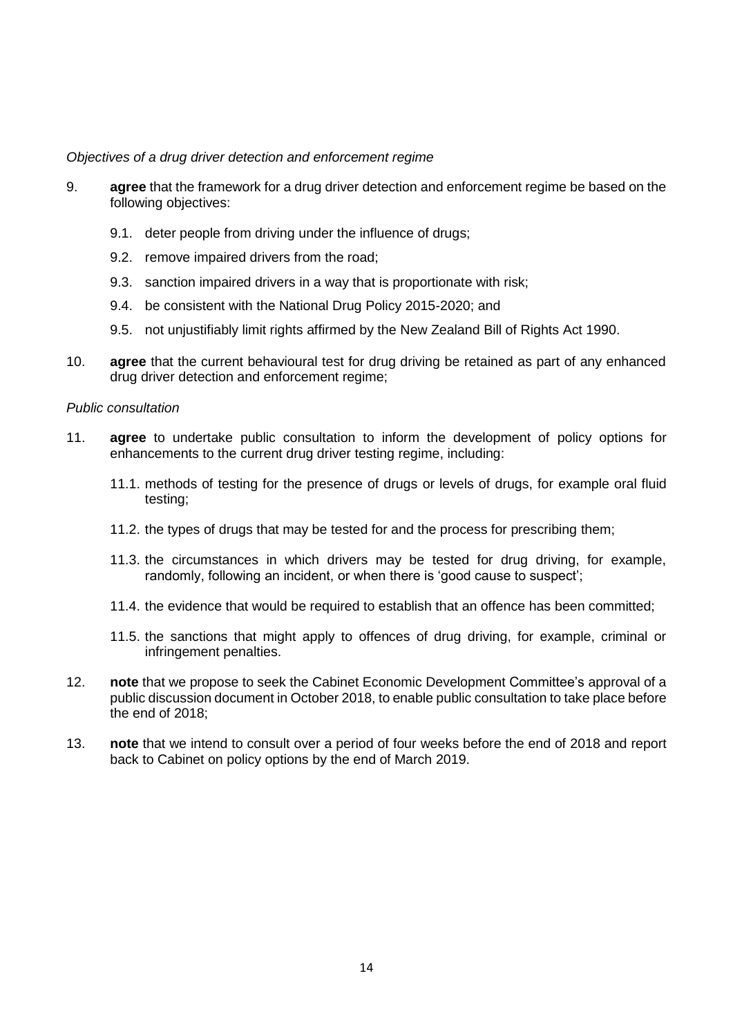*Objectives of a drug driver detection and enforcement regime*

9. **agree** that the framework for a drug driver detection and enforcement regime be based on the following objectives:

   9.1. deter people from driving under the influence of drugs;

   9.2. remove impaired drivers from the road;

   9.3. sanction impaired drivers in a way that is proportionate with risk;

   9.4. be consistent with the National Drug Policy 2015-2020; and

   9.5. not unjustifiably limit rights affirmed by the New Zealand Bill of Rights Act 1990.

10. **agree** that the current behavioural test for drug driving be retained as part of any enhanced drug driver detection and enforcement regime;

*Public consultation*

11. **agree** to undertake public consultation to inform the development of policy options for enhancements to the current drug driver testing regime, including:

    11.1. methods of testing for the presence of drugs or levels of drugs, for example oral fluid testing;

    11.2. the types of drugs that may be tested for and the process for prescribing them;

    11.3. the circumstances in which drivers may be tested for drug driving, for example, randomly, following an incident, or when there is 'good cause to suspect';

    11.4. the evidence that would be required to establish that an offence has been committed;

    11.5. the sanctions that might apply to offences of drug driving, for example, criminal or infringement penalties.

12. **note** that we propose to seek the Cabinet Economic Development Committee's approval of a public discussion document in October 2018, to enable public consultation to take place before the end of 2018;

13. **note** that we intend to consult over a period of four weeks before the end of 2018 and report back to Cabinet on policy options by the end of March 2019.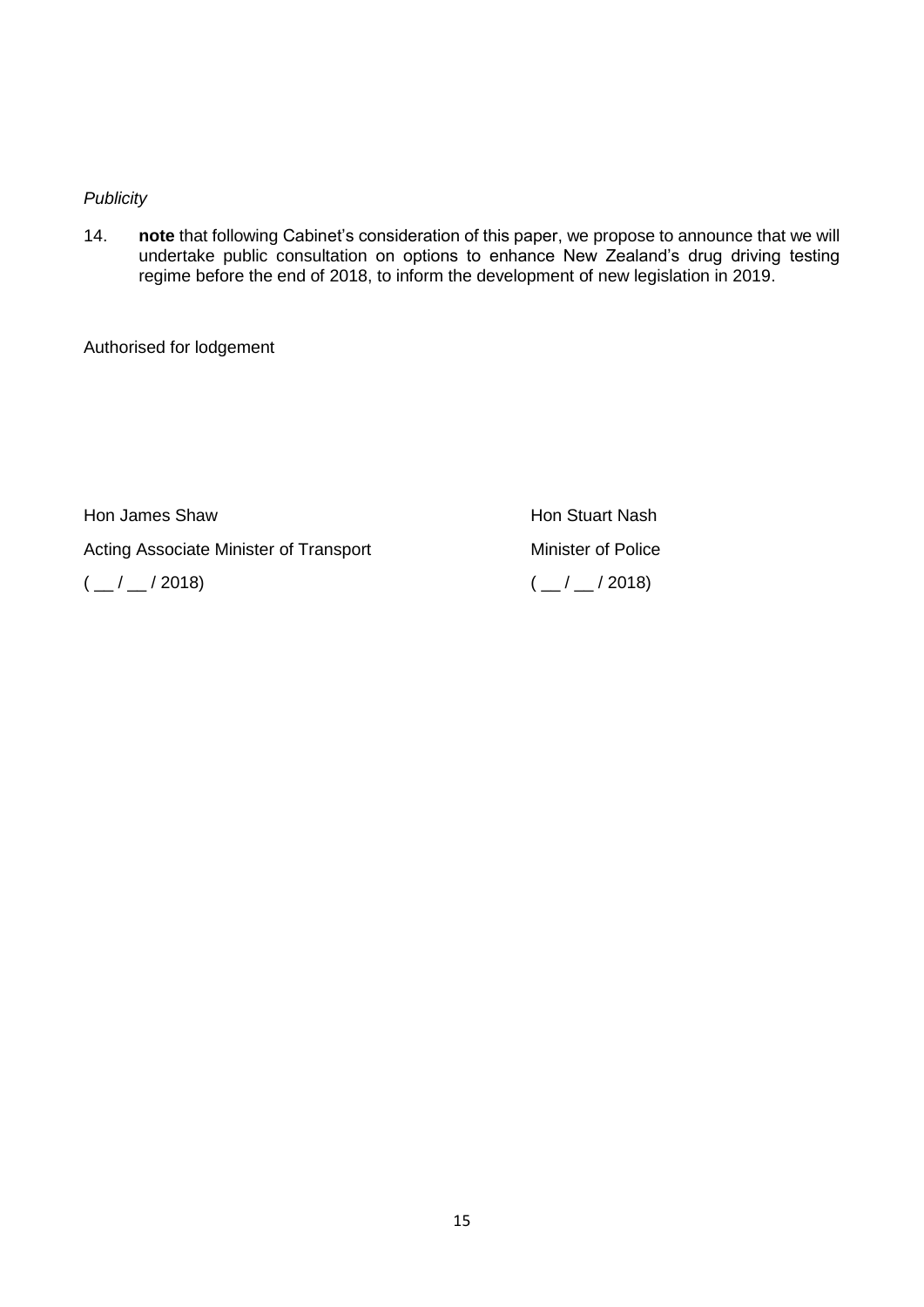*Publicity*

14. **note** that following Cabinet's consideration of this paper, we propose to announce that we will undertake public consultation on options to enhance New Zealand's drug driving testing regime before the end of 2018, to inform the development of new legislation in 2019.

Authorised for lodgement

| | |
|---|---|
| Hon James Shaw | Hon Stuart Nash |
| Acting Associate Minister of Transport | Minister of Police |
| ( __ / __ / 2018) | ( __ / __ / 2018) |